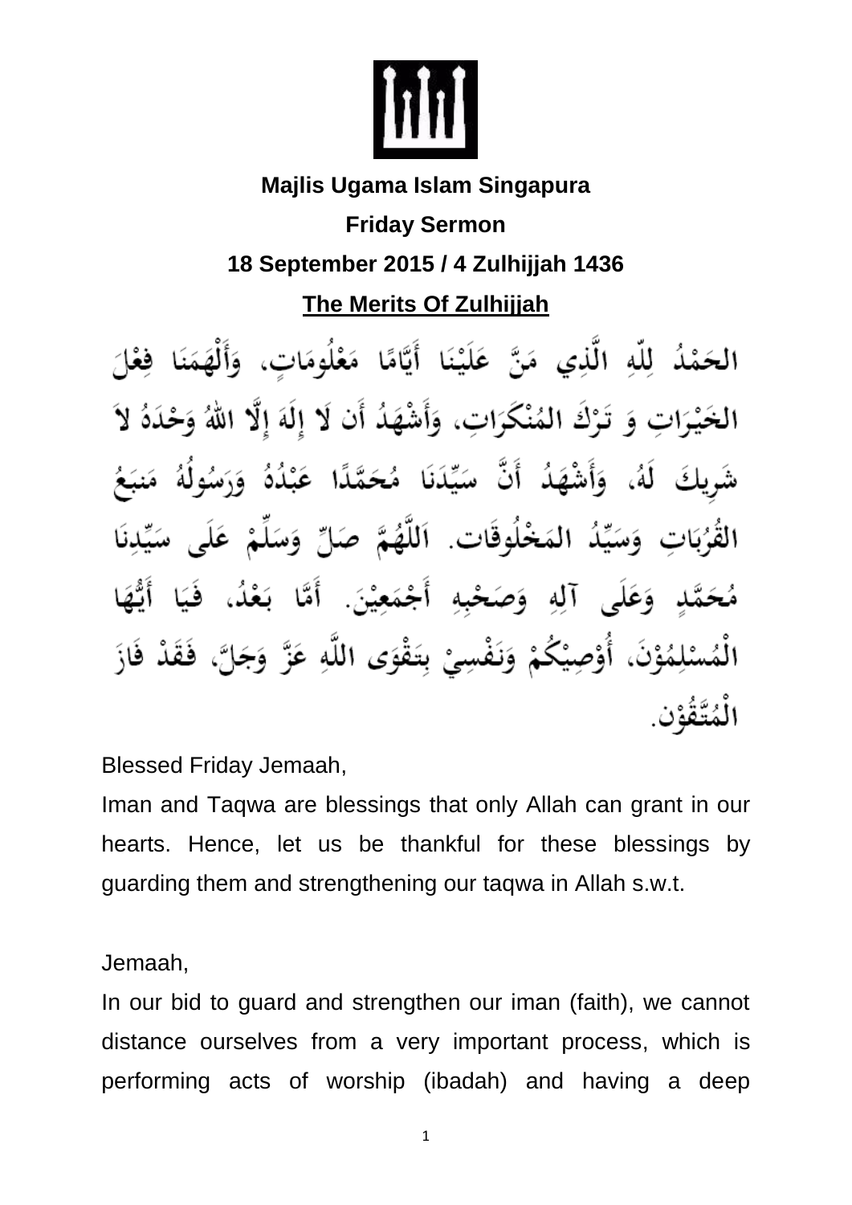**Majlis Ugama Islam Singapura**

**Friday Sermon**

**18 September 2015 / 4 Zulhijjah 1436**

**<u>The Merits Of Zulhijjah</u>**

الحَمْدُ لِلّهِ الَّذِي مَنَّ عَلَيْنَا أَيَّامًا مَعْلُومَاتٍ، وَأَلْهَمَنَا فِعْلَ الخَيْرَاتِ وَ تَرْكَ المُنْكَرَاتِ، وَأَشْهَدُ أَن لَا إِلَهَ إِلَّا اللهُ وَحْدَهُ لاَ شَرِيكَ لَهُ، وَأَشْهَدُ أَنَّ سَيِّدَنَا مُحَمَّدًا عَبْدُهُ وَرَسُولُهُ مَنبَعُ القُرُبَاتِ وَسَيِّدُ المَخْلُوقَات. اَللَّهُمَّ صَلِّ وَسَلِّمْ عَلَى سَيِّدِنَا مُحَمَّدٍ وَعَلَى آلِهِ وَصَحْبِهِ أَجْمَعِيْنَ. أَمَّا بَعْدُ، فَيَا أَيُّهَا الْمُسْلِمُوْنَ، أُوْصِيْكُمْ وَنَفْسِيْ بِتَقْوَى اللَّهِ عَزَّ وَجَلَّ، فَقَدْ فَازَ الْمُتَّقُوْن.

Blessed Friday Jemaah,

Iman and Taqwa are blessings that only Allah can grant in our hearts. Hence, let us be thankful for these blessings by guarding them and strengthening our taqwa in Allah s.w.t.

Jemaah,

In our bid to guard and strengthen our iman (faith), we cannot distance ourselves from a very important process, which is performing acts of worship (ibadah) and having a deep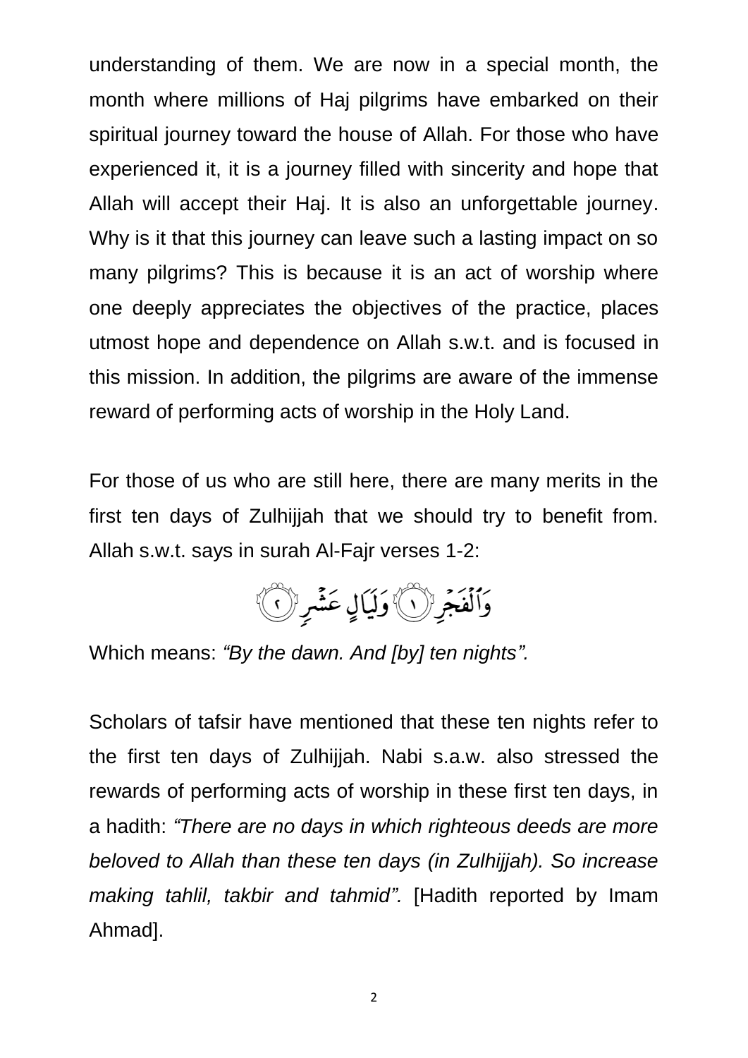understanding of them. We are now in a special month, the month where millions of Haj pilgrims have embarked on their spiritual journey toward the house of Allah. For those who have experienced it, it is a journey filled with sincerity and hope that Allah will accept their Haj. It is also an unforgettable journey. Why is it that this journey can leave such a lasting impact on so many pilgrims? This is because it is an act of worship where one deeply appreciates the objectives of the practice, places utmost hope and dependence on Allah s.w.t. and is focused in this mission. In addition, the pilgrims are aware of the immense reward of performing acts of worship in the Holy Land.

For those of us who are still here, there are many merits in the first ten days of Zulhijjah that we should try to benefit from. Allah s.w.t. says in surah Al-Fajr verses 1-2:

وَٱلْفَجْرِ ﴿١﴾ وَلَيَالٍ عَشْرٍ ﴿٢﴾

Which means: *"By the dawn. And [by] ten nights".*

Scholars of tafsir have mentioned that these ten nights refer to the first ten days of Zulhijjah. Nabi s.a.w. also stressed the rewards of performing acts of worship in these first ten days, in a hadith: *"There are no days in which righteous deeds are more beloved to Allah than these ten days (in Zulhijjah). So increase making tahlil, takbir and tahmid".* [Hadith reported by Imam Ahmad].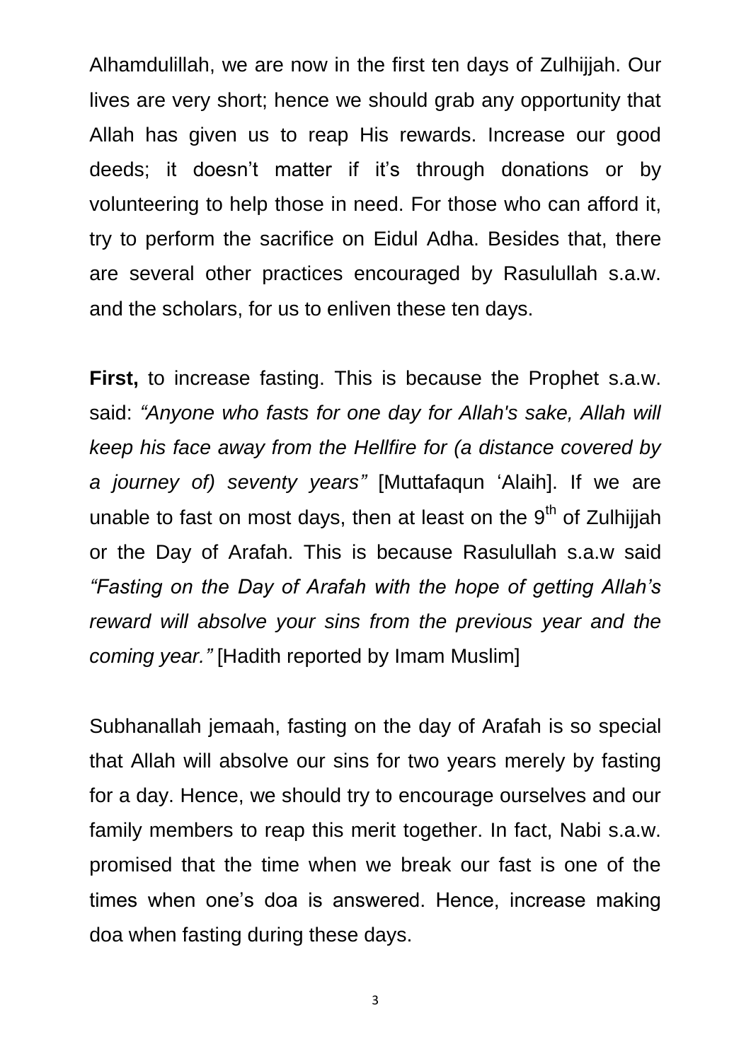Alhamdulillah, we are now in the first ten days of Zulhijjah. Our lives are very short; hence we should grab any opportunity that Allah has given us to reap His rewards. Increase our good deeds; it doesn't matter if it's through donations or by volunteering to help those in need. For those who can afford it, try to perform the sacrifice on Eidul Adha. Besides that, there are several other practices encouraged by Rasulullah s.a.w. and the scholars, for us to enliven these ten days.

**First,** to increase fasting. This is because the Prophet s.a.w. said: *"Anyone who fasts for one day for Allah's sake, Allah will keep his face away from the Hellfire for (a distance covered by a journey of) seventy years"* [Muttafaqun 'Alaih]. If we are unable to fast on most days, then at least on the 9th of Zulhijjah or the Day of Arafah. This is because Rasulullah s.a.w said *"Fasting on the Day of Arafah with the hope of getting Allah's reward will absolve your sins from the previous year and the coming year."* [Hadith reported by Imam Muslim]

Subhanallah jemaah, fasting on the day of Arafah is so special that Allah will absolve our sins for two years merely by fasting for a day. Hence, we should try to encourage ourselves and our family members to reap this merit together. In fact, Nabi s.a.w. promised that the time when we break our fast is one of the times when one's doa is answered. Hence, increase making doa when fasting during these days.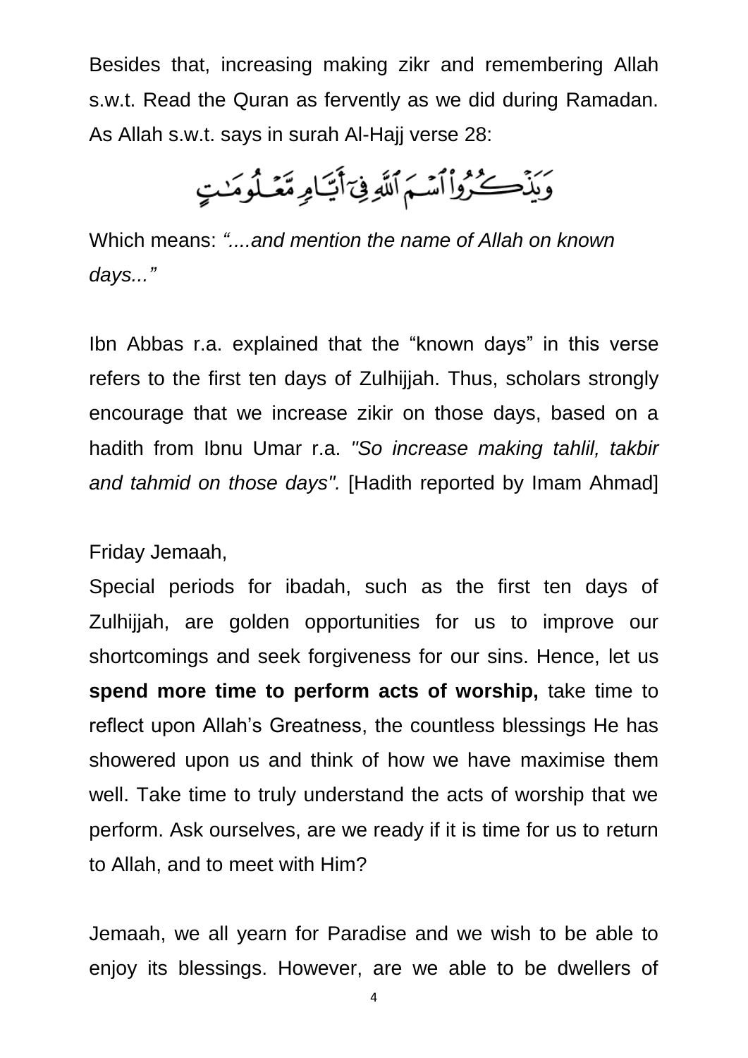Besides that, increasing making zikr and remembering Allah s.w.t. Read the Quran as fervently as we did during Ramadan. As Allah s.w.t. says in surah Al-Hajj verse 28:

وَيَذْكُرُوا۟ ٱسْمَ ٱللَّهِ فِىٓ أَيَّامٍ مَّعْلُومَـٰتٍ

Which means: *"....and mention the name of Allah on known days..."*

Ibn Abbas r.a. explained that the "known days" in this verse refers to the first ten days of Zulhijjah. Thus, scholars strongly encourage that we increase zikir on those days, based on a hadith from Ibnu Umar r.a. *"So increase making tahlil, takbir and tahmid on those days".* [Hadith reported by Imam Ahmad]

Friday Jemaah,

Special periods for ibadah, such as the first ten days of Zulhijjah, are golden opportunities for us to improve our shortcomings and seek forgiveness for our sins. Hence, let us **spend more time to perform acts of worship,** take time to reflect upon Allah's Greatness, the countless blessings He has showered upon us and think of how we have maximise them well. Take time to truly understand the acts of worship that we perform. Ask ourselves, are we ready if it is time for us to return to Allah, and to meet with Him?

Jemaah, we all yearn for Paradise and we wish to be able to enjoy its blessings. However, are we able to be dwellers of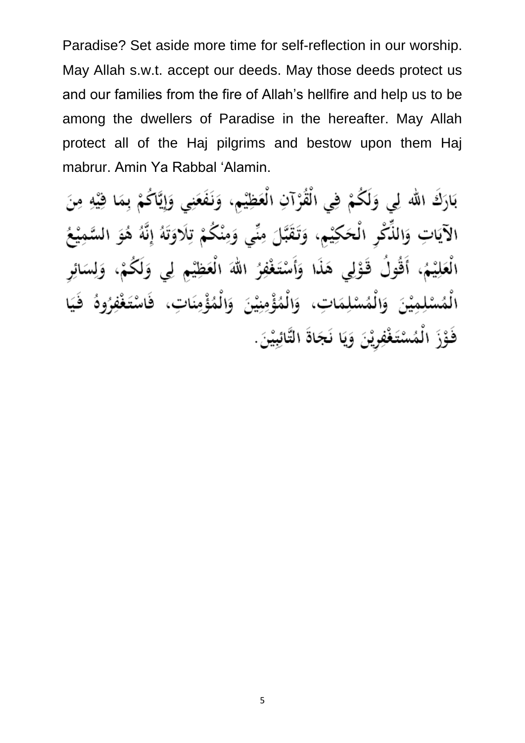Paradise? Set aside more time for self-reflection in our worship. May Allah s.w.t. accept our deeds. May those deeds protect us and our families from the fire of Allah's hellfire and help us to be among the dwellers of Paradise in the hereafter. May Allah protect all of the Haj pilgrims and bestow upon them Haj mabrur. Amin Ya Rabbal 'Alamin.

بَارَكَ اللهُ لِي وَلَكُمْ فِي الْقُرْآنِ الْعَظِيْمِ، وَنَفَعَنِي وَإِيَّاكُمْ بِمَا فِيْهِ مِنَ الآيَاتِ وَالذِّكْرِ الْحَكِيْمِ، وَتَقَبَّلَ مِنِّي وَمِنْكُمْ تِلَاوَتَهُ إِنَّهُ هُوَ السَّمِيْعُ الْعَلِيْمُ، أَقُولُ قَوْلِي هَذَا وَأَسْتَغْفِرُ اللهَ الْعَظِيْمِ لِي وَلَكُمْ، وَلِسَائِرِ الْمُسْلِمِيْنَ وَالْمُسْلِمَاتِ، وَالْمُؤْمِنِيْنَ وَالْمُؤْمِنَاتِ، فَاسْتَغْفِرُوهُ فَيَا فَوْزَ الْمُسْتَغْفِرِيْنَ وَيَا نَجَاةَ التَّائِبِيْنَ.